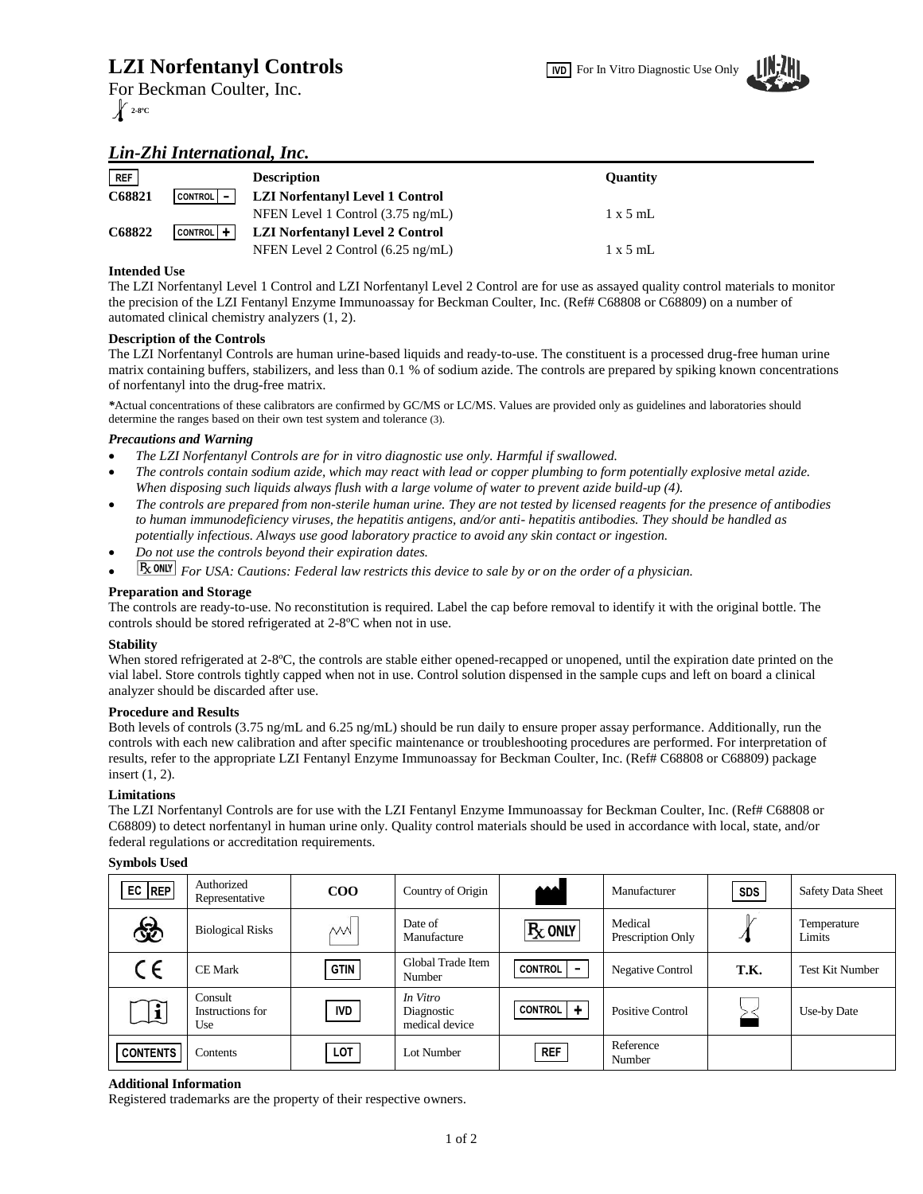# LZI Norfentanyl Controls

IVD For In Vitro Diagnostic Use Only

For Beckman Coulter, Inc.

2-8ºC

## *Lin-Zhi International, Inc.*

| REF | | Description | Quantity |
|---|---|---|---|
| C68821 | CONTROL – | **LZI Norfentanyl Level 1 Control** | |
| | | NFEN Level 1 Control (3.75 ng/mL) | 1 x 5 mL |
| C68822 | CONTROL + | **LZI Norfentanyl Level 2 Control** | |
| | | NFEN Level 2 Control (6.25 ng/mL) | 1 x 5 mL |

### Intended Use

The LZI Norfentanyl Level 1 Control and LZI Norfentanyl Level 2 Control are for use as assayed quality control materials to monitor the precision of the LZI Fentanyl Enzyme Immunoassay for Beckman Coulter, Inc. (Ref# C68808 or C68809) on a number of automated clinical chemistry analyzers (1, 2).

### Description of the Controls

The LZI Norfentanyl Controls are human urine-based liquids and ready-to-use. The constituent is a processed drug-free human urine matrix containing buffers, stabilizers, and less than 0.1 % of sodium azide. The controls are prepared by spiking known concentrations of norfentanyl into the drug-free matrix.

*Actual concentrations of these calibrators are confirmed by GC/MS or LC/MS. Values are provided only as guidelines and laboratories should determine the ranges based on their own test system and tolerance (3).

### *Precautions and Warning*

- *The LZI Norfentanyl Controls are for in vitro diagnostic use only. Harmful if swallowed.*
- *The controls contain sodium azide, which may react with lead or copper plumbing to form potentially explosive metal azide. When disposing such liquids always flush with a large volume of water to prevent azide build-up (4).*
- *The controls are prepared from non-sterile human urine. They are not tested by licensed reagents for the presence of antibodies to human immunodeficiency viruses, the hepatitis antigens, and/or anti- hepatitis antibodies. They should be handled as potentially infectious. Always use good laboratory practice to avoid any skin contact or ingestion.*
- *Do not use the controls beyond their expiration dates.*
- Rx ONLY *For USA: Cautions: Federal law restricts this device to sale by or on the order of a physician.*

### Preparation and Storage

The controls are ready-to-use. No reconstitution is required. Label the cap before removal to identify it with the original bottle. The controls should be stored refrigerated at 2-8ºC when not in use.

### Stability

When stored refrigerated at 2-8ºC, the controls are stable either opened-recapped or unopened, until the expiration date printed on the vial label. Store controls tightly capped when not in use. Control solution dispensed in the sample cups and left on board a clinical analyzer should be discarded after use.

### Procedure and Results

Both levels of controls (3.75 ng/mL and 6.25 ng/mL) should be run daily to ensure proper assay performance. Additionally, run the controls with each new calibration and after specific maintenance or troubleshooting procedures are performed. For interpretation of results, refer to the appropriate LZI Fentanyl Enzyme Immunoassay for Beckman Coulter, Inc. (Ref# C68808 or C68809) package insert (1, 2).

### Limitations

The LZI Norfentanyl Controls are for use with the LZI Fentanyl Enzyme Immunoassay for Beckman Coulter, Inc. (Ref# C68808 or C68809) to detect norfentanyl in human urine only. Quality control materials should be used in accordance with local, state, and/or federal regulations or accreditation requirements.

### Symbols Used

| Symbol | Meaning | Symbol | Meaning | Symbol | Meaning | Symbol | Meaning |
|---|---|---|---|---|---|---|---|
| EC REP | Authorized Representative | COO | Country of Origin | | Manufacturer | SDS | Safety Data Sheet |
| | Biological Risks | | Date of Manufacture | Rx ONLY | Medical Prescription Only | | Temperature Limits |
| CE | CE Mark | GTIN | Global Trade Item Number | CONTROL – | Negative Control | T.K. | Test Kit Number |
| | Consult Instructions for Use | IVD | *In Vitro* Diagnostic medical device | CONTROL + | Positive Control | | Use-by Date |
| CONTENTS | Contents | LOT | Lot Number | REF | Reference Number | | |

### Additional Information

Registered trademarks are the property of their respective owners.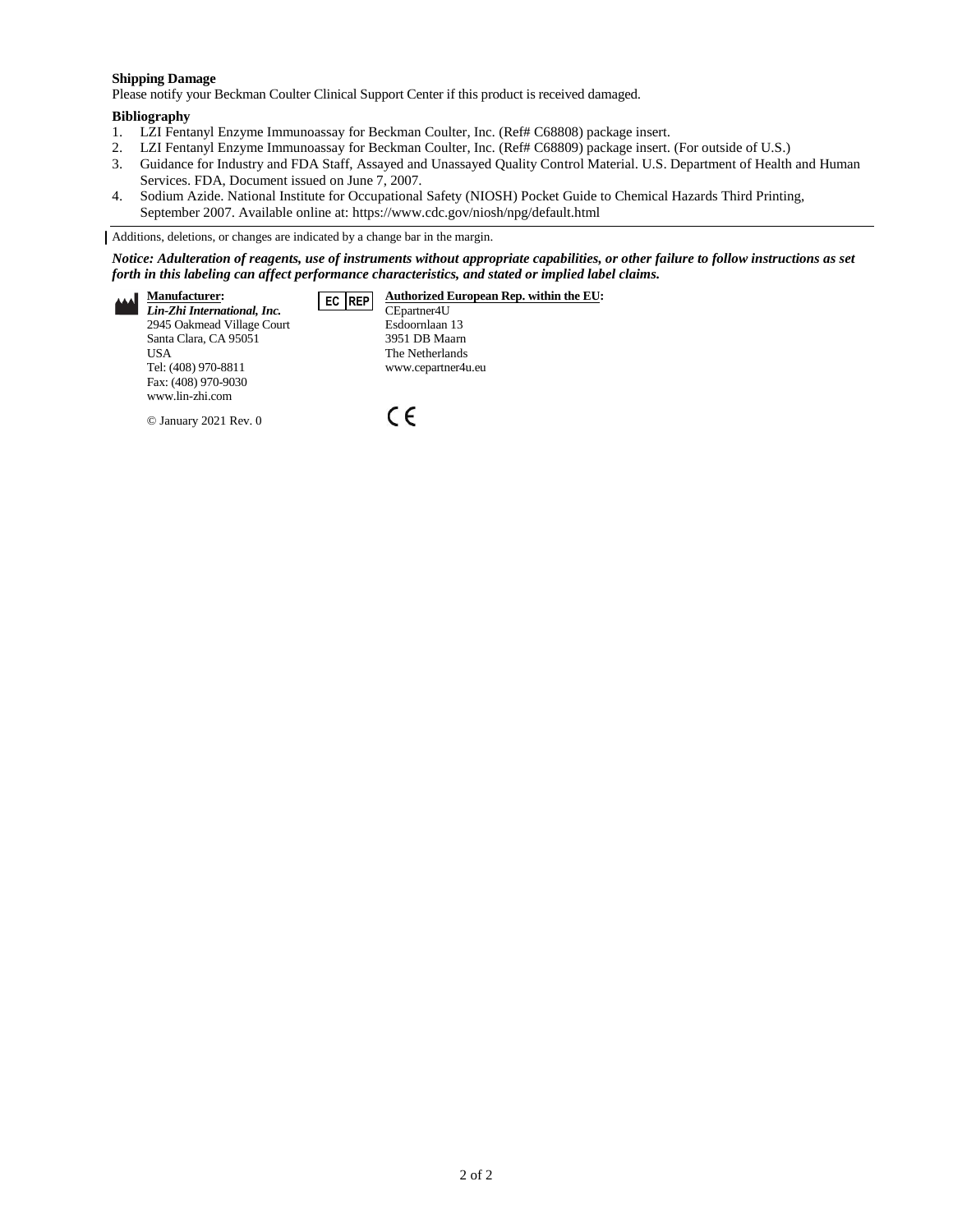**Shipping Damage**

Please notify your Beckman Coulter Clinical Support Center if this product is received damaged.

**Bibliography**

1. LZI Fentanyl Enzyme Immunoassay for Beckman Coulter, Inc. (Ref# C68808) package insert.
2. LZI Fentanyl Enzyme Immunoassay for Beckman Coulter, Inc. (Ref# C68809) package insert. (For outside of U.S.)
3. Guidance for Industry and FDA Staff, Assayed and Unassayed Quality Control Material. U.S. Department of Health and Human Services. FDA, Document issued on June 7, 2007.
4. Sodium Azide. National Institute for Occupational Safety (NIOSH) Pocket Guide to Chemical Hazards Third Printing, September 2007. Available online at: https://www.cdc.gov/niosh/npg/default.html

Additions, deletions, or changes are indicated by a change bar in the margin.

***Notice: Adulteration of reagents, use of instruments without appropriate capabilities, or other failure to follow instructions as set forth in this labeling can affect performance characteristics, and stated or implied label claims.***

**Manufacturer:**
***Lin-Zhi International, Inc.***
2945 Oakmead Village Court
Santa Clara, CA 95051
USA
Tel: (408) 970-8811
Fax: (408) 970-9030
www.lin-zhi.com

© January 2021 Rev. 0

EC REP **Authorized European Rep. within the EU:**
CEpartner4U
Esdoornlaan 13
3951 DB Maarn
The Netherlands
www.cepartner4u.eu

CE